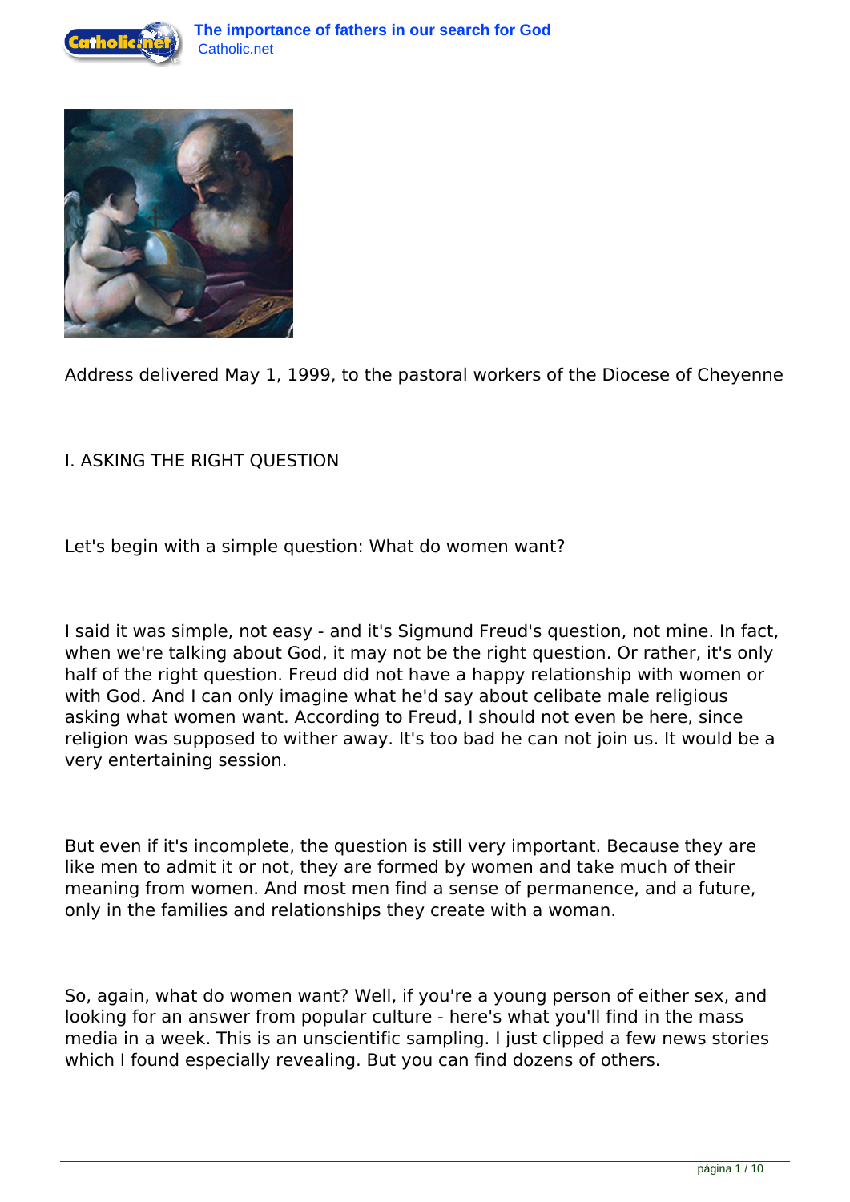# The importance of fathers in our search for God

Address delivered May 1, 1999, to the pastoral workers of the Diocese of Cheyenne

## I. ASKING THE RIGHT QUESTION

Let's begin with a simple question: What do women want?

I said it was simple, not easy - and it's Sigmund Freud's question, not mine. In fact, when we're talking about God, it may not be the right question. Or rather, it's only half of the right question. Freud did not have a happy relationship with women or with God. And I can only imagine what he'd say about celibate male religious asking what women want. According to Freud, I should not even be here, since religion was supposed to wither away. It's too bad he can not join us. It would be a very entertaining session.

But even if it's incomplete, the question is still very important. Because they are like men to admit it or not, they are formed by women and take much of their meaning from women. And most men find a sense of permanence, and a future, only in the families and relationships they create with a woman.

So, again, what do women want? Well, if you're a young person of either sex, and looking for an answer from popular culture - here's what you'll find in the mass media in a week. This is an unscientific sampling. I just clipped a few news stories which I found especially revealing. But you can find dozens of others.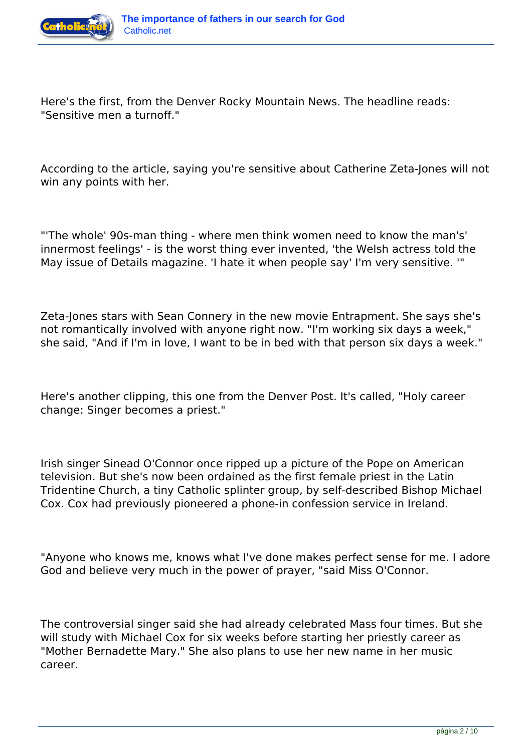Here's the first, from the Denver Rocky Mountain News. The headline reads: "Sensitive men a turnoff."

According to the article, saying you're sensitive about Catherine Zeta-Jones will not win any points with her.

"'The whole' 90s-man thing - where men think women need to know the man's' innermost feelings' - is the worst thing ever invented, 'the Welsh actress told the May issue of Details magazine. 'I hate it when people say' I'm very sensitive. '"

Zeta-Jones stars with Sean Connery in the new movie Entrapment. She says she's not romantically involved with anyone right now. "I'm working six days a week," she said, "And if I'm in love, I want to be in bed with that person six days a week."

Here's another clipping, this one from the Denver Post. It's called, "Holy career change: Singer becomes a priest."

Irish singer Sinead O'Connor once ripped up a picture of the Pope on American television. But she's now been ordained as the first female priest in the Latin Tridentine Church, a tiny Catholic splinter group, by self-described Bishop Michael Cox. Cox had previously pioneered a phone-in confession service in Ireland.

"Anyone who knows me, knows what I've done makes perfect sense for me. I adore God and believe very much in the power of prayer, "said Miss O'Connor.

The controversial singer said she had already celebrated Mass four times. But she will study with Michael Cox for six weeks before starting her priestly career as "Mother Bernadette Mary." She also plans to use her new name in her music career.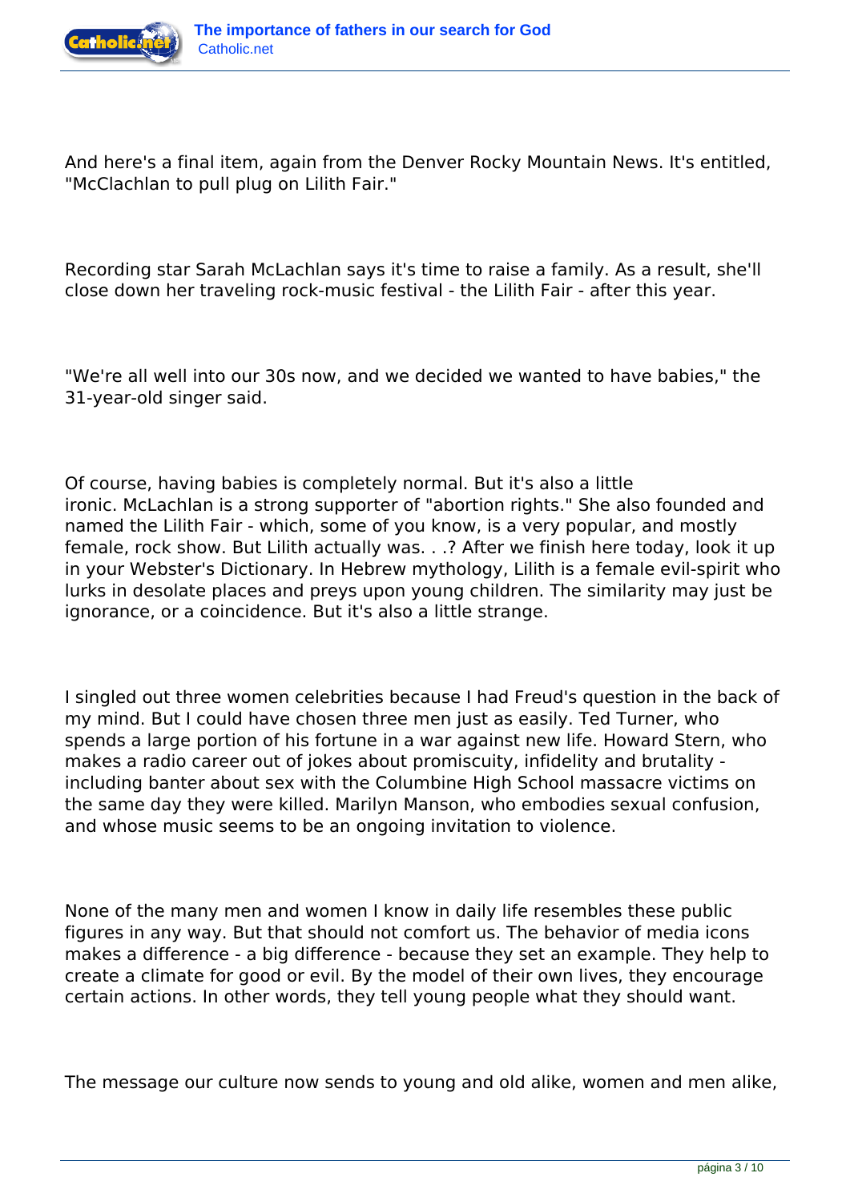And here's a final item, again from the Denver Rocky Mountain News. It's entitled, "McClachlan to pull plug on Lilith Fair."

Recording star Sarah McLachlan says it's time to raise a family. As a result, she'll close down her traveling rock-music festival - the Lilith Fair - after this year.

"We're all well into our 30s now, and we decided we wanted to have babies," the 31-year-old singer said.

Of course, having babies is completely normal. But it's also a little ironic. McLachlan is a strong supporter of "abortion rights." She also founded and named the Lilith Fair - which, some of you know, is a very popular, and mostly female, rock show. But Lilith actually was. . .? After we finish here today, look it up in your Webster's Dictionary. In Hebrew mythology, Lilith is a female evil-spirit who lurks in desolate places and preys upon young children. The similarity may just be ignorance, or a coincidence. But it's also a little strange.

I singled out three women celebrities because I had Freud's question in the back of my mind. But I could have chosen three men just as easily. Ted Turner, who spends a large portion of his fortune in a war against new life. Howard Stern, who makes a radio career out of jokes about promiscuity, infidelity and brutality - including banter about sex with the Columbine High School massacre victims on the same day they were killed. Marilyn Manson, who embodies sexual confusion, and whose music seems to be an ongoing invitation to violence.

None of the many men and women I know in daily life resembles these public figures in any way. But that should not comfort us. The behavior of media icons makes a difference - a big difference - because they set an example. They help to create a climate for good or evil. By the model of their own lives, they encourage certain actions. In other words, they tell young people what they should want.

The message our culture now sends to young and old alike, women and men alike,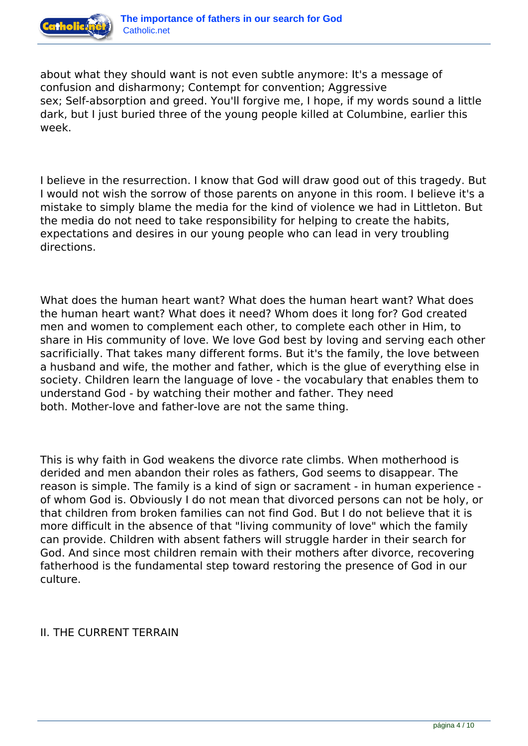about what they should want is not even subtle anymore: It's a message of confusion and disharmony; Contempt for convention; Aggressive sex; Self-absorption and greed. You'll forgive me, I hope, if my words sound a little dark, but I just buried three of the young people killed at Columbine, earlier this week.

I believe in the resurrection. I know that God will draw good out of this tragedy. But I would not wish the sorrow of those parents on anyone in this room. I believe it's a mistake to simply blame the media for the kind of violence we had in Littleton. But the media do not need to take responsibility for helping to create the habits, expectations and desires in our young people who can lead in very troubling directions.

What does the human heart want? What does the human heart want? What does the human heart want? What does it need? Whom does it long for? God created men and women to complement each other, to complete each other in Him, to share in His community of love. We love God best by loving and serving each other sacrificially. That takes many different forms. But it's the family, the love between a husband and wife, the mother and father, which is the glue of everything else in society. Children learn the language of love - the vocabulary that enables them to understand God - by watching their mother and father. They need both. Mother-love and father-love are not the same thing.

This is why faith in God weakens the divorce rate climbs. When motherhood is derided and men abandon their roles as fathers, God seems to disappear. The reason is simple. The family is a kind of sign or sacrament - in human experience - of whom God is. Obviously I do not mean that divorced persons can not be holy, or that children from broken families can not find God. But I do not believe that it is more difficult in the absence of that "living community of love" which the family can provide. Children with absent fathers will struggle harder in their search for God. And since most children remain with their mothers after divorce, recovering fatherhood is the fundamental step toward restoring the presence of God in our culture.

## II. THE CURRENT TERRAIN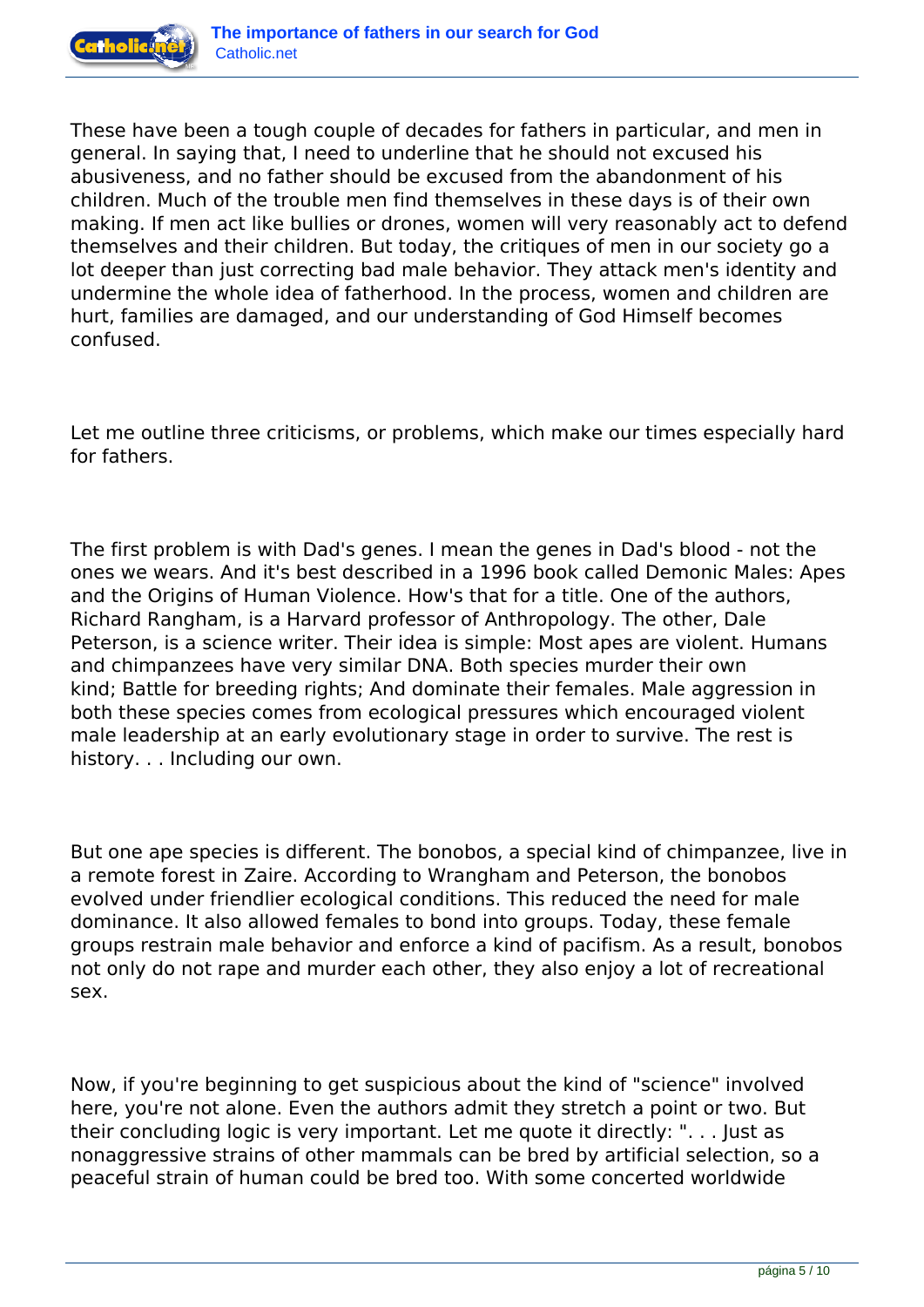These have been a tough couple of decades for fathers in particular, and men in general. In saying that, I need to underline that he should not excused his abusiveness, and no father should be excused from the abandonment of his children. Much of the trouble men find themselves in these days is of their own making. If men act like bullies or drones, women will very reasonably act to defend themselves and their children. But today, the critiques of men in our society go a lot deeper than just correcting bad male behavior. They attack men's identity and undermine the whole idea of fatherhood. In the process, women and children are hurt, families are damaged, and our understanding of God Himself becomes confused.

Let me outline three criticisms, or problems, which make our times especially hard for fathers.

The first problem is with Dad's genes. I mean the genes in Dad's blood - not the ones we wears. And it's best described in a 1996 book called Demonic Males: Apes and the Origins of Human Violence. How's that for a title. One of the authors, Richard Rangham, is a Harvard professor of Anthropology. The other, Dale Peterson, is a science writer. Their idea is simple: Most apes are violent. Humans and chimpanzees have very similar DNA. Both species murder their own kind; Battle for breeding rights; And dominate their females. Male aggression in both these species comes from ecological pressures which encouraged violent male leadership at an early evolutionary stage in order to survive. The rest is history. . . Including our own.

But one ape species is different. The bonobos, a special kind of chimpanzee, live in a remote forest in Zaire. According to Wrangham and Peterson, the bonobos evolved under friendlier ecological conditions. This reduced the need for male dominance. It also allowed females to bond into groups. Today, these female groups restrain male behavior and enforce a kind of pacifism. As a result, bonobos not only do not rape and murder each other, they also enjoy a lot of recreational sex.

Now, if you're beginning to get suspicious about the kind of "science" involved here, you're not alone. Even the authors admit they stretch a point or two. But their concluding logic is very important. Let me quote it directly: ". . . Just as nonaggressive strains of other mammals can be bred by artificial selection, so a peaceful strain of human could be bred too. With some concerted worldwide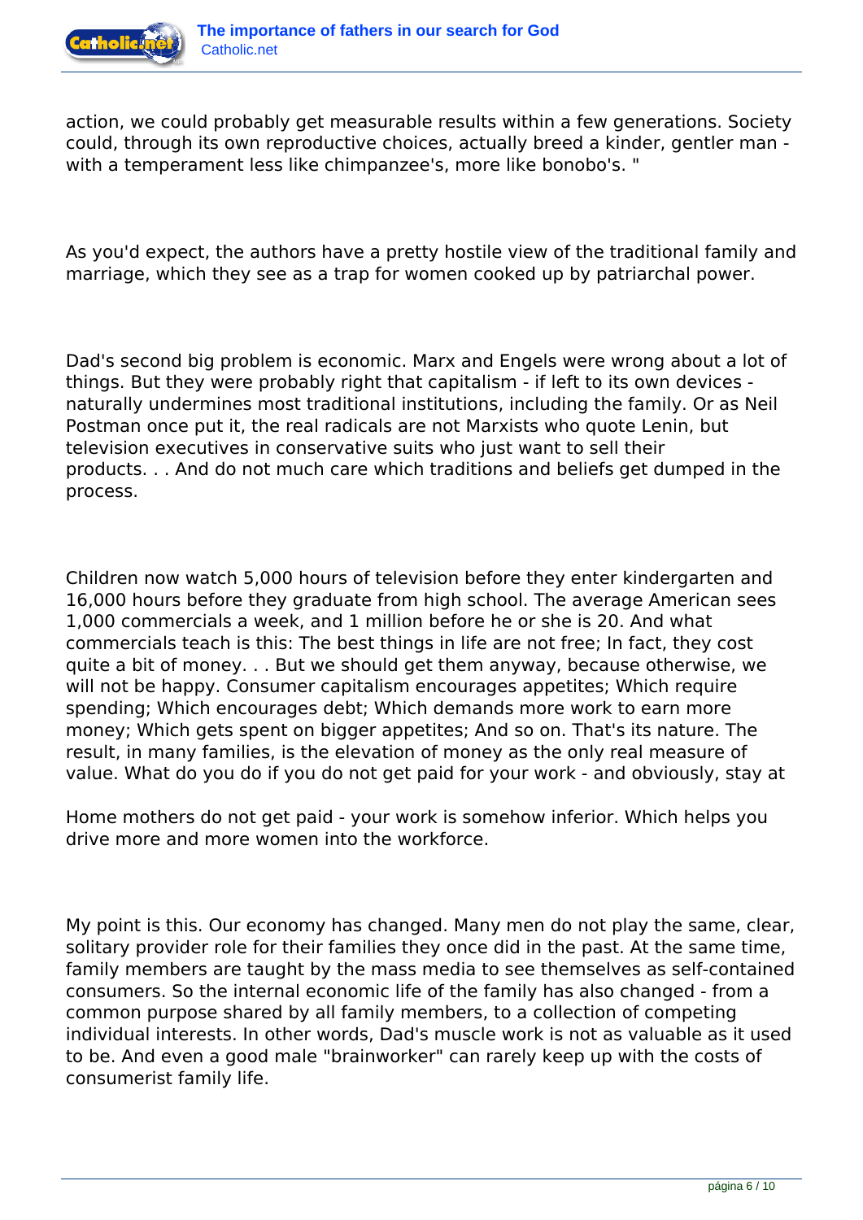action, we could probably get measurable results within a few generations. Society could, through its own reproductive choices, actually breed a kinder, gentler man - with a temperament less like chimpanzee's, more like bonobo's. "

As you'd expect, the authors have a pretty hostile view of the traditional family and marriage, which they see as a trap for women cooked up by patriarchal power.

Dad's second big problem is economic. Marx and Engels were wrong about a lot of things. But they were probably right that capitalism - if left to its own devices - naturally undermines most traditional institutions, including the family. Or as Neil Postman once put it, the real radicals are not Marxists who quote Lenin, but television executives in conservative suits who just want to sell their products. . . And do not much care which traditions and beliefs get dumped in the process.

Children now watch 5,000 hours of television before they enter kindergarten and 16,000 hours before they graduate from high school. The average American sees 1,000 commercials a week, and 1 million before he or she is 20. And what commercials teach is this: The best things in life are not free; In fact, they cost quite a bit of money. . . But we should get them anyway, because otherwise, we will not be happy. Consumer capitalism encourages appetites; Which require spending; Which encourages debt; Which demands more work to earn more money; Which gets spent on bigger appetites; And so on. That's its nature. The result, in many families, is the elevation of money as the only real measure of value. What do you do if you do not get paid for your work - and obviously, stay at

Home mothers do not get paid - your work is somehow inferior. Which helps you drive more and more women into the workforce.

My point is this. Our economy has changed. Many men do not play the same, clear, solitary provider role for their families they once did in the past. At the same time, family members are taught by the mass media to see themselves as self-contained consumers. So the internal economic life of the family has also changed - from a common purpose shared by all family members, to a collection of competing individual interests. In other words, Dad's muscle work is not as valuable as it used to be. And even a good male "brainworker" can rarely keep up with the costs of consumerist family life.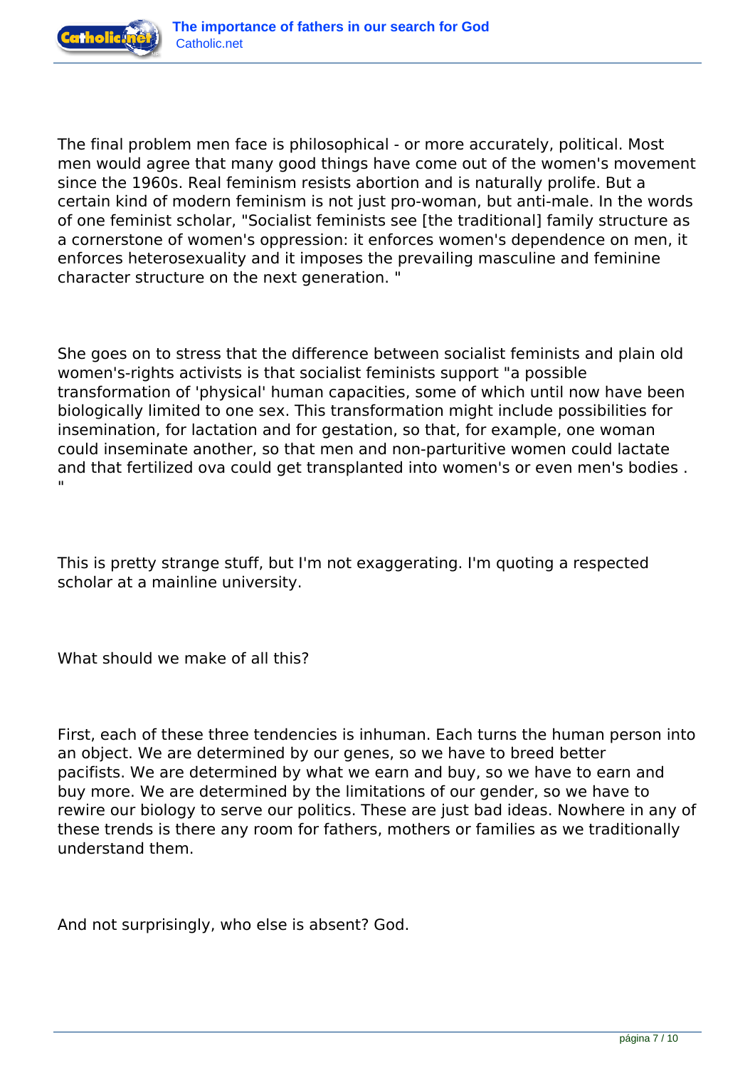The final problem men face is philosophical - or more accurately, political. Most men would agree that many good things have come out of the women's movement since the 1960s. Real feminism resists abortion and is naturally prolife. But a certain kind of modern feminism is not just pro-woman, but anti-male. In the words of one feminist scholar, "Socialist feminists see [the traditional] family structure as a cornerstone of women's oppression: it enforces women's dependence on men, it enforces heterosexuality and it imposes the prevailing masculine and feminine character structure on the next generation. "

She goes on to stress that the difference between socialist feminists and plain old women's-rights activists is that socialist feminists support "a possible transformation of 'physical' human capacities, some of which until now have been biologically limited to one sex. This transformation might include possibilities for insemination, for lactation and for gestation, so that, for example, one woman could inseminate another, so that men and non-parturitive women could lactate and that fertilized ova could get transplanted into women's or even men's bodies . "

This is pretty strange stuff, but I'm not exaggerating. I'm quoting a respected scholar at a mainline university.

What should we make of all this?

First, each of these three tendencies is inhuman. Each turns the human person into an object. We are determined by our genes, so we have to breed better pacifists. We are determined by what we earn and buy, so we have to earn and buy more. We are determined by the limitations of our gender, so we have to rewire our biology to serve our politics. These are just bad ideas. Nowhere in any of these trends is there any room for fathers, mothers or families as we traditionally understand them.

And not surprisingly, who else is absent? God.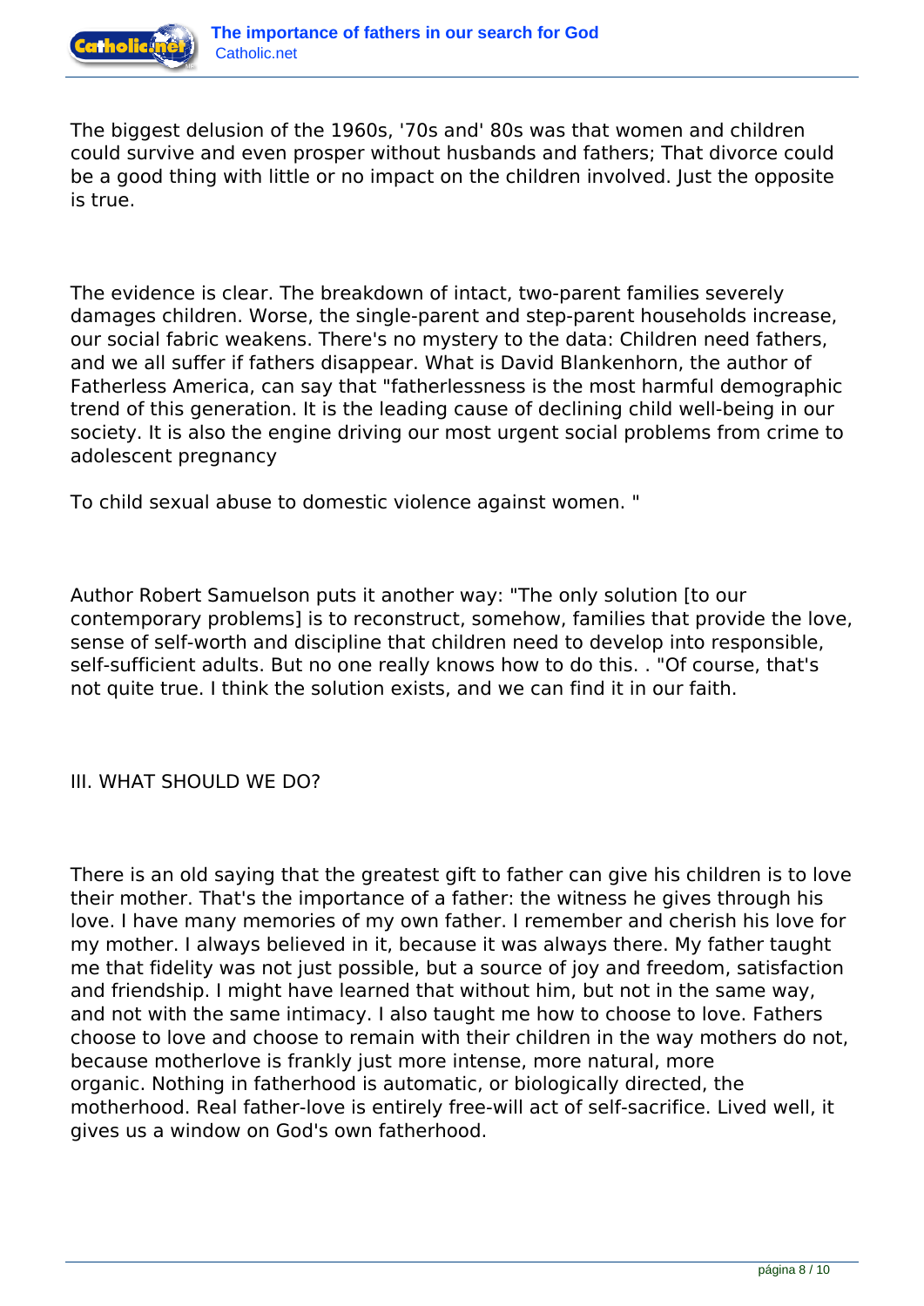The biggest delusion of the 1960s, '70s and' 80s was that women and children could survive and even prosper without husbands and fathers; That divorce could be a good thing with little or no impact on the children involved. Just the opposite is true.

The evidence is clear. The breakdown of intact, two-parent families severely damages children. Worse, the single-parent and step-parent households increase, our social fabric weakens. There's no mystery to the data: Children need fathers, and we all suffer if fathers disappear. What is David Blankenhorn, the author of Fatherless America, can say that "fatherlessness is the most harmful demographic trend of this generation. It is the leading cause of declining child well-being in our society. It is also the engine driving our most urgent social problems from crime to adolescent pregnancy

To child sexual abuse to domestic violence against women. "

Author Robert Samuelson puts it another way: "The only solution [to our contemporary problems] is to reconstruct, somehow, families that provide the love, sense of self-worth and discipline that children need to develop into responsible, self-sufficient adults. But no one really knows how to do this. . "Of course, that's not quite true. I think the solution exists, and we can find it in our faith.

III. WHAT SHOULD WE DO?

There is an old saying that the greatest gift to father can give his children is to love their mother. That's the importance of a father: the witness he gives through his love. I have many memories of my own father. I remember and cherish his love for my mother. I always believed in it, because it was always there. My father taught me that fidelity was not just possible, but a source of joy and freedom, satisfaction and friendship. I might have learned that without him, but not in the same way, and not with the same intimacy. I also taught me how to choose to love. Fathers choose to love and choose to remain with their children in the way mothers do not, because motherlove is frankly just more intense, more natural, more organic. Nothing in fatherhood is automatic, or biologically directed, the motherhood. Real father-love is entirely free-will act of self-sacrifice. Lived well, it gives us a window on God's own fatherhood.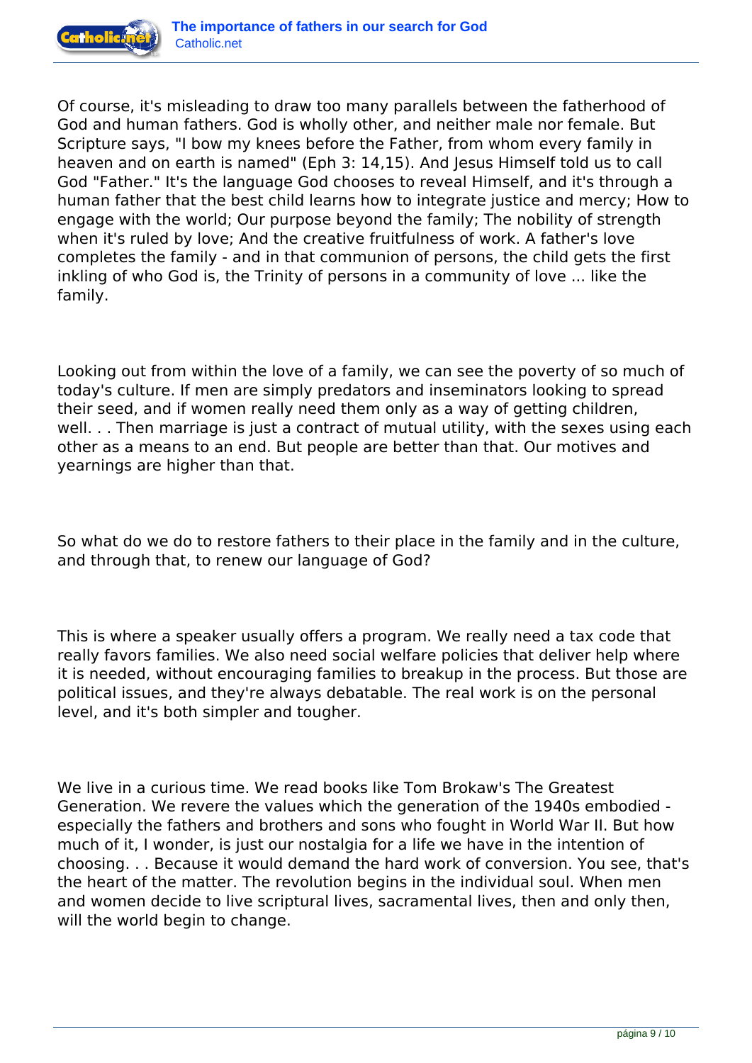Of course, it's misleading to draw too many parallels between the fatherhood of God and human fathers. God is wholly other, and neither male nor female. But Scripture says, "I bow my knees before the Father, from whom every family in heaven and on earth is named" (Eph 3: 14,15). And Jesus Himself told us to call God "Father." It's the language God chooses to reveal Himself, and it's through a human father that the best child learns how to integrate justice and mercy; How to engage with the world; Our purpose beyond the family; The nobility of strength when it's ruled by love; And the creative fruitfulness of work. A father's love completes the family - and in that communion of persons, the child gets the first inkling of who God is, the Trinity of persons in a community of love ... like the family.

Looking out from within the love of a family, we can see the poverty of so much of today's culture. If men are simply predators and inseminators looking to spread their seed, and if women really need them only as a way of getting children, well. . . Then marriage is just a contract of mutual utility, with the sexes using each other as a means to an end. But people are better than that. Our motives and yearnings are higher than that.

So what do we do to restore fathers to their place in the family and in the culture, and through that, to renew our language of God?

This is where a speaker usually offers a program. We really need a tax code that really favors families. We also need social welfare policies that deliver help where it is needed, without encouraging families to breakup in the process. But those are political issues, and they're always debatable. The real work is on the personal level, and it's both simpler and tougher.

We live in a curious time. We read books like Tom Brokaw's The Greatest Generation. We revere the values which the generation of the 1940s embodied - especially the fathers and brothers and sons who fought in World War II. But how much of it, I wonder, is just our nostalgia for a life we have in the intention of choosing. . . Because it would demand the hard work of conversion. You see, that's the heart of the matter. The revolution begins in the individual soul. When men and women decide to live scriptural lives, sacramental lives, then and only then, will the world begin to change.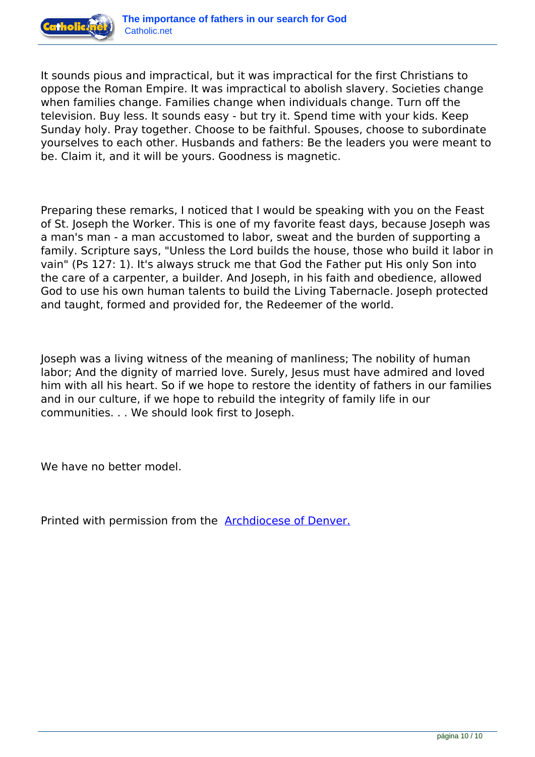It sounds pious and impractical, but it was impractical for the first Christians to oppose the Roman Empire. It was impractical to abolish slavery. Societies change when families change. Families change when individuals change. Turn off the television. Buy less. It sounds easy - but try it. Spend time with your kids. Keep Sunday holy. Pray together. Choose to be faithful. Spouses, choose to subordinate yourselves to each other. Husbands and fathers: Be the leaders you were meant to be. Claim it, and it will be yours. Goodness is magnetic.

Preparing these remarks, I noticed that I would be speaking with you on the Feast of St. Joseph the Worker. This is one of my favorite feast days, because Joseph was a man's man - a man accustomed to labor, sweat and the burden of supporting a family. Scripture says, "Unless the Lord builds the house, those who build it labor in vain" (Ps 127: 1). It's always struck me that God the Father put His only Son into the care of a carpenter, a builder. And Joseph, in his faith and obedience, allowed God to use his own human talents to build the Living Tabernacle. Joseph protected and taught, formed and provided for, the Redeemer of the world.

Joseph was a living witness of the meaning of manliness; The nobility of human labor; And the dignity of married love. Surely, Jesus must have admired and loved him with all his heart. So if we hope to restore the identity of fathers in our families and in our culture, if we hope to rebuild the integrity of family life in our communities. . . We should look first to Joseph.

We have no better model.

Printed with permission from the [Archdiocese of Denver.]